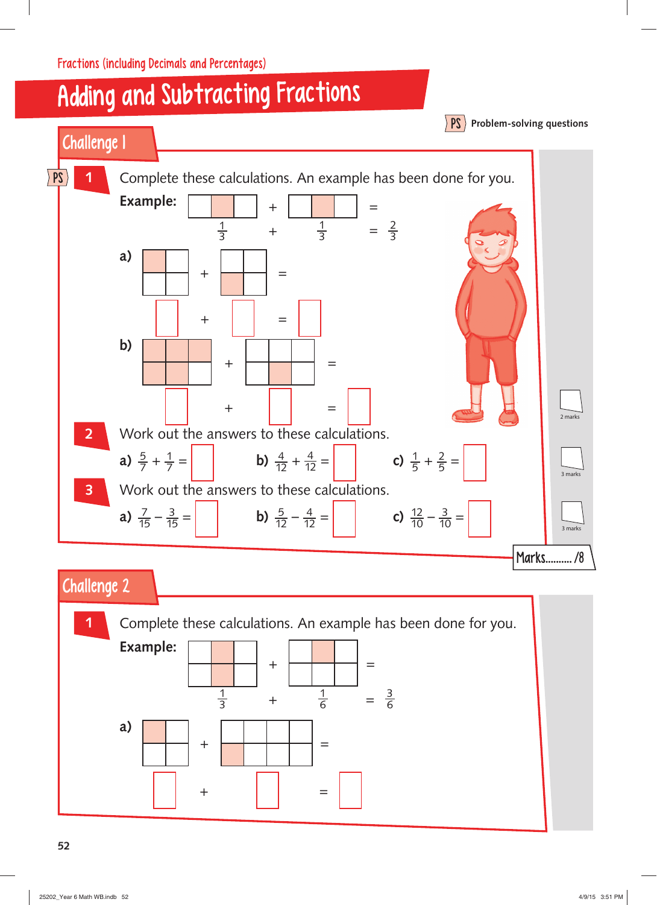Fractions (including Decimals and Percentages)

# Adding and Subtracting Fractions

PS Problem-solving questions

## Challenge 1

PS **1** Complete these calculations. An example has been done for you.

**Example:** $\frac{1}{3} + \frac{1}{3} = \frac{2}{3}$

**a)** ☐ + ☐ = ☐

**b)** ☐ + ☐ = ☐

2 marks

**2** Work out the answers to these calculations.

**a)** $\frac{5}{7} + \frac{1}{7} =$ ☐ **b)** $\frac{4}{12} + \frac{4}{12} =$ ☐ **c)** $\frac{1}{5} + \frac{2}{5} =$ ☐

3 marks

**3** Work out the answers to these calculations.

**a)** $\frac{7}{15} - \frac{3}{15} =$ ☐ **b)** $\frac{5}{12} - \frac{4}{12} =$ ☐ **c)** $\frac{12}{10} - \frac{3}{10} =$ ☐

3 marks

Marks........../8

## Challenge 2

**1** Complete these calculations. An example has been done for you.

**Example:** $\frac{1}{3} + \frac{1}{6} = \frac{3}{6}$

**a)** ☐ + ☐ = ☐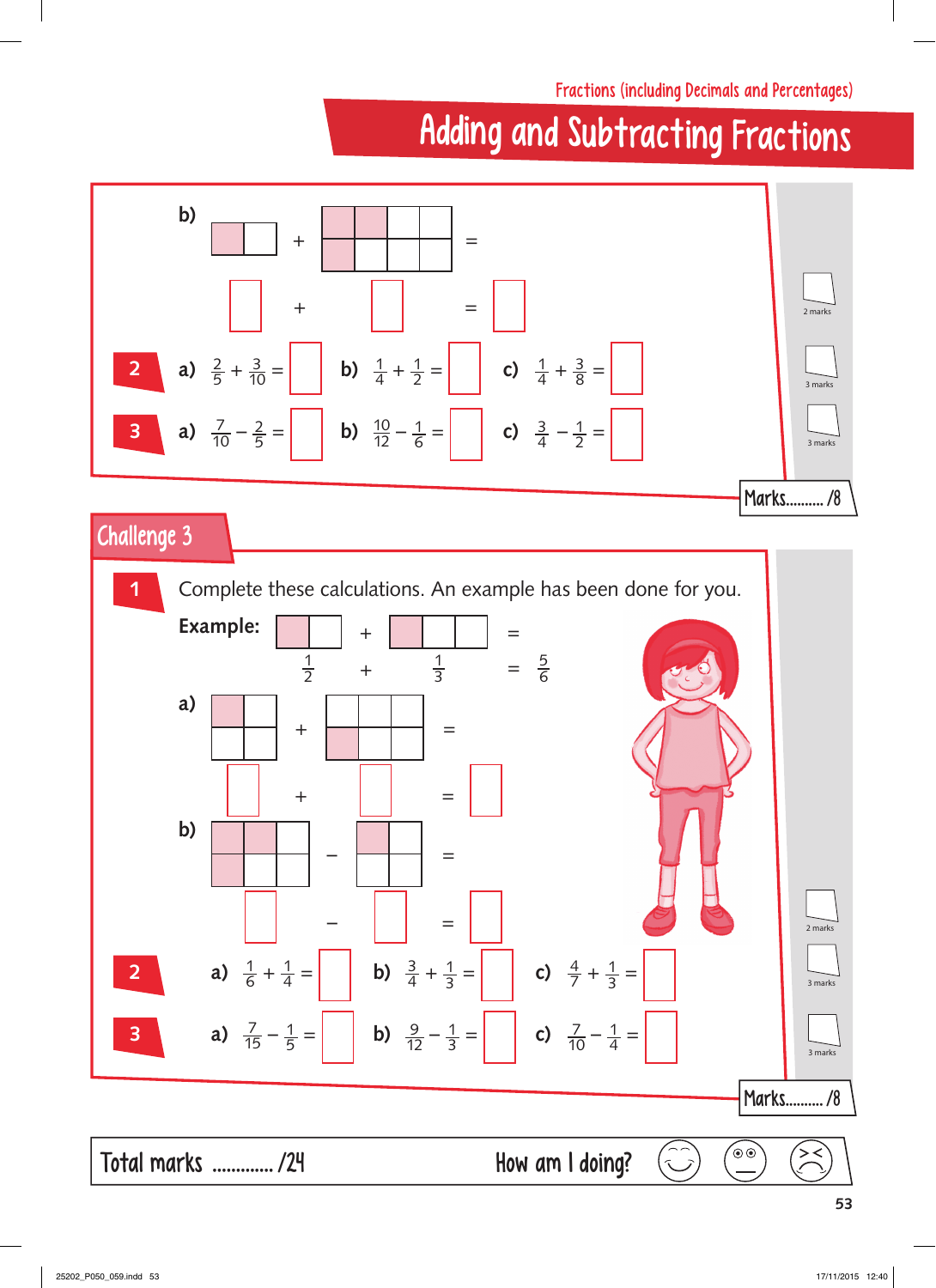# Adding and Subtracting Fractions

b) ☐ + ☐ = 

☐ + ☐ = ☐

2 marks

**2** a) $\frac{2}{5} + \frac{3}{10} =$ ☐ b) $\frac{1}{4} + \frac{1}{2} =$ ☐ c) $\frac{1}{4} + \frac{3}{8} =$ ☐

3 marks

**3** a) $\frac{7}{10} - \frac{2}{5} =$ ☐ b) $\frac{10}{12} - \frac{1}{6} =$ ☐ c) $\frac{3}{4} - \frac{1}{2} =$ ☐

3 marks

Marks........../8

## Challenge 3

**1** Complete these calculations. An example has been done for you.

**Example:** ☐ + ☐ =

$\frac{1}{2}$ + $\frac{1}{3}$ = $\frac{5}{6}$

a) ☐ + ☐ =

☐ + ☐ = ☐

b) ☐ − ☐ =

☐ − ☐ = ☐

2 marks

**2** a) $\frac{1}{6} + \frac{1}{4} =$ ☐ b) $\frac{3}{4} + \frac{1}{3} =$ ☐ c) $\frac{4}{7} + \frac{1}{3} =$ ☐

3 marks

**3** a) $\frac{7}{15} - \frac{1}{5} =$ ☐ b) $\frac{9}{12} - \frac{1}{3} =$ ☐ c) $\frac{7}{10} - \frac{1}{4} =$ ☐

3 marks

Marks........../8

Total marks ............./24 How am I doing?